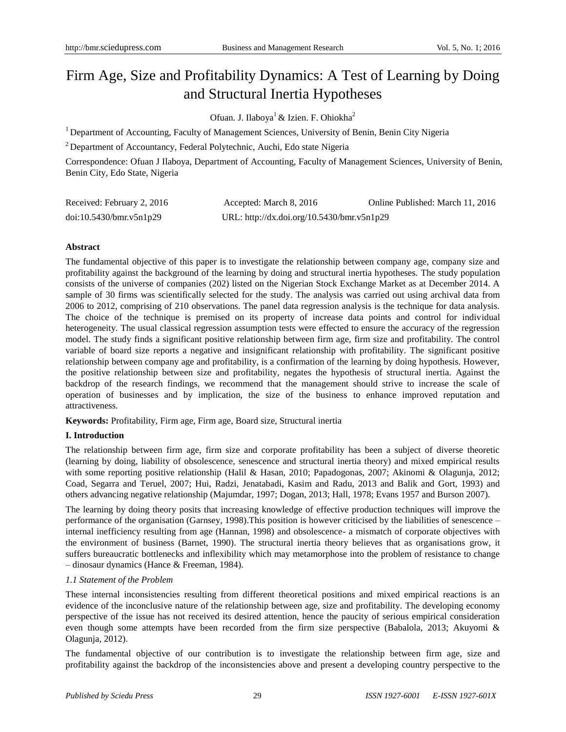# Firm Age, Size and Profitability Dynamics: A Test of Learning by Doing and Structural Inertia Hypotheses

Ofuan. J. Ilaboya[1] & Izien. F. Ohiokha[2]

[1] Department of Accounting, Faculty of Management Sciences, University of Benin, Benin City Nigeria

[2] Department of Accountancy, Federal Polytechnic, Auchi, Edo state Nigeria

Correspondence: Ofuan J Ilaboya, Department of Accounting, Faculty of Management Sciences, University of Benin, Benin City, Edo State, Nigeria

Received: February 2, 2016 Accepted: March 8, 2016 Online Published: March 11, 2016

doi:10.5430/bmr.v5n1p29 URL: http://dx.doi.org/10.5430/bmr.v5n1p29

**Abstract**

The fundamental objective of this paper is to investigate the relationship between company age, company size and profitability against the background of the learning by doing and structural inertia hypotheses. The study population consists of the universe of companies (202) listed on the Nigerian Stock Exchange Market as at December 2014. A sample of 30 firms was scientifically selected for the study. The analysis was carried out using archival data from 2006 to 2012, comprising of 210 observations. The panel data regression analysis is the technique for data analysis. The choice of the technique is premised on its property of increase data points and control for individual heterogeneity. The usual classical regression assumption tests were effected to ensure the accuracy of the regression model. The study finds a significant positive relationship between firm age, firm size and profitability. The control variable of board size reports a negative and insignificant relationship with profitability. The significant positive relationship between company age and profitability, is a confirmation of the learning by doing hypothesis. However, the positive relationship between size and profitability, negates the hypothesis of structural inertia. Against the backdrop of the research findings, we recommend that the management should strive to increase the scale of operation of businesses and by implication, the size of the business to enhance improved reputation and attractiveness.

**Keywords:** Profitability, Firm age, Firm age, Board size, Structural inertia

## I. Introduction

The relationship between firm age, firm size and corporate profitability has been a subject of diverse theoretic (learning by doing, liability of obsolescence, senescence and structural inertia theory) and mixed empirical results with some reporting positive relationship (Halil & Hasan, 2010; Papadogonas, 2007; Akinomi & Olagunja, 2012; Coad, Segarra and Teruel, 2007; Hui, Radzi, Jenatabadi, Kasim and Radu, 2013 and Balik and Gort, 1993) and others advancing negative relationship (Majumdar, 1997; Dogan, 2013; Hall, 1978; Evans 1957 and Burson 2007).

The learning by doing theory posits that increasing knowledge of effective production techniques will improve the performance of the organisation (Garnsey, 1998).This position is however criticised by the liabilities of senescence – internal inefficiency resulting from age (Hannan, 1998) and obsolescence- a mismatch of corporate objectives with the environment of business (Barnet, 1990). The structural inertia theory believes that as organisations grow, it suffers bureaucratic bottlenecks and inflexibility which may metamorphose into the problem of resistance to change – dinosaur dynamics (Hance & Freeman, 1984).

### *1.1 Statement of the Problem*

These internal inconsistencies resulting from different theoretical positions and mixed empirical reactions is an evidence of the inconclusive nature of the relationship between age, size and profitability. The developing economy perspective of the issue has not received its desired attention, hence the paucity of serious empirical consideration even though some attempts have been recorded from the firm size perspective (Babalola, 2013; Akuyomi & Olagunja, 2012).

The fundamental objective of our contribution is to investigate the relationship between firm age, size and profitability against the backdrop of the inconsistencies above and present a developing country perspective to the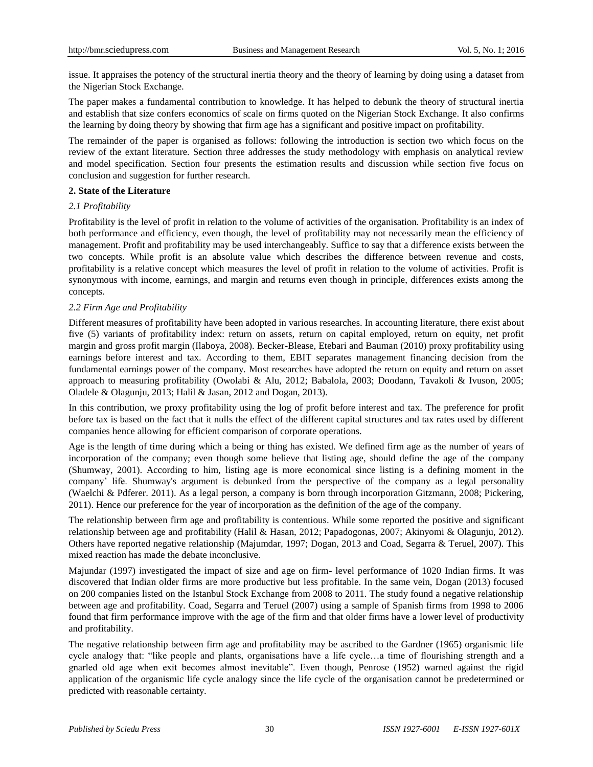issue. It appraises the potency of the structural inertia theory and the theory of learning by doing using a dataset from the Nigerian Stock Exchange.

The paper makes a fundamental contribution to knowledge. It has helped to debunk the theory of structural inertia and establish that size confers economics of scale on firms quoted on the Nigerian Stock Exchange. It also confirms the learning by doing theory by showing that firm age has a significant and positive impact on profitability.

The remainder of the paper is organised as follows: following the introduction is section two which focus on the review of the extant literature. Section three addresses the study methodology with emphasis on analytical review and model specification. Section four presents the estimation results and discussion while section five focus on conclusion and suggestion for further research.

## 2. State of the Literature

### *2.1 Profitability*

Profitability is the level of profit in relation to the volume of activities of the organisation. Profitability is an index of both performance and efficiency, even though, the level of profitability may not necessarily mean the efficiency of management. Profit and profitability may be used interchangeably. Suffice to say that a difference exists between the two concepts. While profit is an absolute value which describes the difference between revenue and costs, profitability is a relative concept which measures the level of profit in relation to the volume of activities. Profit is synonymous with income, earnings, and margin and returns even though in principle, differences exists among the concepts.

### *2.2 Firm Age and Profitability*

Different measures of profitability have been adopted in various researches. In accounting literature, there exist about five (5) variants of profitability index: return on assets, return on capital employed, return on equity, net profit margin and gross profit margin (Ilaboya, 2008). Becker-Blease, Etebari and Bauman (2010) proxy profitability using earnings before interest and tax. According to them, EBIT separates management financing decision from the fundamental earnings power of the company. Most researches have adopted the return on equity and return on asset approach to measuring profitability (Owolabi & Alu, 2012; Babalola, 2003; Doodann, Tavakoli & Ivuson, 2005; Oladele & Olagunju, 2013; Halil & Jasan, 2012 and Dogan, 2013).

In this contribution, we proxy profitability using the log of profit before interest and tax. The preference for profit before tax is based on the fact that it nulls the effect of the different capital structures and tax rates used by different companies hence allowing for efficient comparison of corporate operations.

Age is the length of time during which a being or thing has existed. We defined firm age as the number of years of incorporation of the company; even though some believe that listing age, should define the age of the company (Shumway, 2001). According to him, listing age is more economical since listing is a defining moment in the company' life. Shumway's argument is debunked from the perspective of the company as a legal personality (Waelchi & Pdferer. 2011). As a legal person, a company is born through incorporation Gitzmann, 2008; Pickering, 2011). Hence our preference for the year of incorporation as the definition of the age of the company.

The relationship between firm age and profitability is contentious. While some reported the positive and significant relationship between age and profitability (Halil & Hasan, 2012; Papadogonas, 2007; Akinyomi & Olagunju, 2012). Others have reported negative relationship (Majumdar, 1997; Dogan, 2013 and Coad, Segarra & Teruel, 2007). This mixed reaction has made the debate inconclusive.

Majundar (1997) investigated the impact of size and age on firm- level performance of 1020 Indian firms. It was discovered that Indian older firms are more productive but less profitable. In the same vein, Dogan (2013) focused on 200 companies listed on the Istanbul Stock Exchange from 2008 to 2011. The study found a negative relationship between age and profitability. Coad, Segarra and Teruel (2007) using a sample of Spanish firms from 1998 to 2006 found that firm performance improve with the age of the firm and that older firms have a lower level of productivity and profitability.

The negative relationship between firm age and profitability may be ascribed to the Gardner (1965) organismic life cycle analogy that: "like people and plants, organisations have a life cycle…a time of flourishing strength and a gnarled old age when exit becomes almost inevitable". Even though, Penrose (1952) warned against the rigid application of the organismic life cycle analogy since the life cycle of the organisation cannot be predetermined or predicted with reasonable certainty.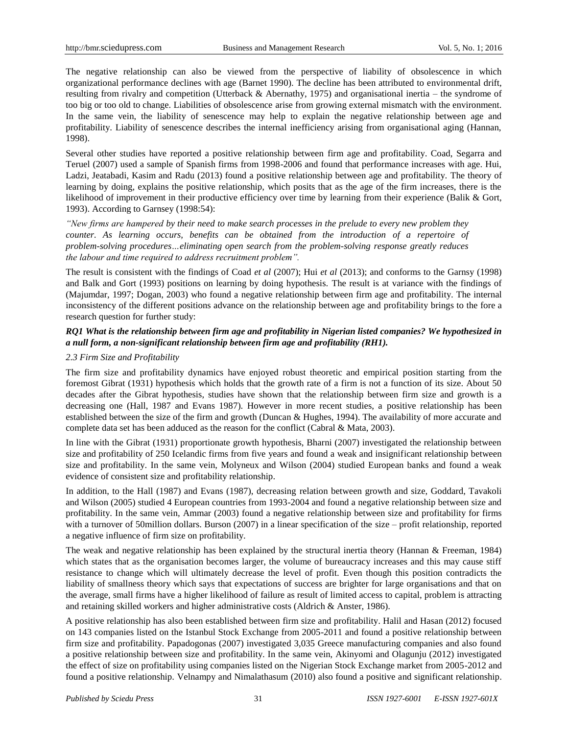The negative relationship can also be viewed from the perspective of liability of obsolescence in which organizational performance declines with age (Barnet 1990). The decline has been attributed to environmental drift, resulting from rivalry and competition (Utterback & Abernathy, 1975) and organisational inertia – the syndrome of too big or too old to change. Liabilities of obsolescence arise from growing external mismatch with the environment. In the same vein, the liability of senescence may help to explain the negative relationship between age and profitability. Liability of senescence describes the internal inefficiency arising from organisational aging (Hannan, 1998).

Several other studies have reported a positive relationship between firm age and profitability. Coad, Segarra and Teruel (2007) used a sample of Spanish firms from 1998-2006 and found that performance increases with age. Hui, Ladzi, Jeatabadi, Kasim and Radu (2013) found a positive relationship between age and profitability. The theory of learning by doing, explains the positive relationship, which posits that as the age of the firm increases, there is the likelihood of improvement in their productive efficiency over time by learning from their experience (Balik & Gort, 1993). According to Garnsey (1998:54):

> *"New firms are hampered by their need to make search processes in the prelude to every new problem they counter. As learning occurs, benefits can be obtained from the introduction of a repertoire of problem-solving procedures…eliminating open search from the problem-solving response greatly reduces the labour and time required to address recruitment problem".*

The result is consistent with the findings of Coad *et al* (2007); Hui *et al* (2013); and conforms to the Garnsy (1998) and Balk and Gort (1993) positions on learning by doing hypothesis. The result is at variance with the findings of (Majumdar, 1997; Dogan, 2003) who found a negative relationship between firm age and profitability. The internal inconsistency of the different positions advance on the relationship between age and profitability brings to the fore a research question for further study:

***RQ1 What is the relationship between firm age and profitability in Nigerian listed companies? We hypothesized in a null form, a non-significant relationship between firm age and profitability (RH1).***

### *2.3 Firm Size and Profitability*

The firm size and profitability dynamics have enjoyed robust theoretic and empirical position starting from the foremost Gibrat (1931) hypothesis which holds that the growth rate of a firm is not a function of its size. About 50 decades after the Gibrat hypothesis, studies have shown that the relationship between firm size and growth is a decreasing one (Hall, 1987 and Evans 1987). However in more recent studies, a positive relationship has been established between the size of the firm and growth (Duncan & Hughes, 1994). The availability of more accurate and complete data set has been adduced as the reason for the conflict (Cabral & Mata, 2003).

In line with the Gibrat (1931) proportionate growth hypothesis, Bharni (2007) investigated the relationship between size and profitability of 250 Icelandic firms from five years and found a weak and insignificant relationship between size and profitability. In the same vein, Molyneux and Wilson (2004) studied European banks and found a weak evidence of consistent size and profitability relationship.

In addition, to the Hall (1987) and Evans (1987), decreasing relation between growth and size, Goddard, Tavakoli and Wilson (2005) studied 4 European countries from 1993-2004 and found a negative relationship between size and profitability. In the same vein, Ammar (2003) found a negative relationship between size and profitability for firms with a turnover of 50million dollars. Burson (2007) in a linear specification of the size – profit relationship, reported a negative influence of firm size on profitability.

The weak and negative relationship has been explained by the structural inertia theory (Hannan & Freeman, 1984) which states that as the organisation becomes larger, the volume of bureaucracy increases and this may cause stiff resistance to change which will ultimately decrease the level of profit. Even though this position contradicts the liability of smallness theory which says that expectations of success are brighter for large organisations and that on the average, small firms have a higher likelihood of failure as result of limited access to capital, problem is attracting and retaining skilled workers and higher administrative costs (Aldrich & Anster, 1986).

A positive relationship has also been established between firm size and profitability. Halil and Hasan (2012) focused on 143 companies listed on the Istanbul Stock Exchange from 2005-2011 and found a positive relationship between firm size and profitability. Papadogonas (2007) investigated 3,035 Greece manufacturing companies and also found a positive relationship between size and profitability. In the same vein, Akinyomi and Olagunju (2012) investigated the effect of size on profitability using companies listed on the Nigerian Stock Exchange market from 2005-2012 and found a positive relationship. Velnampy and Nimalathasum (2010) also found a positive and significant relationship.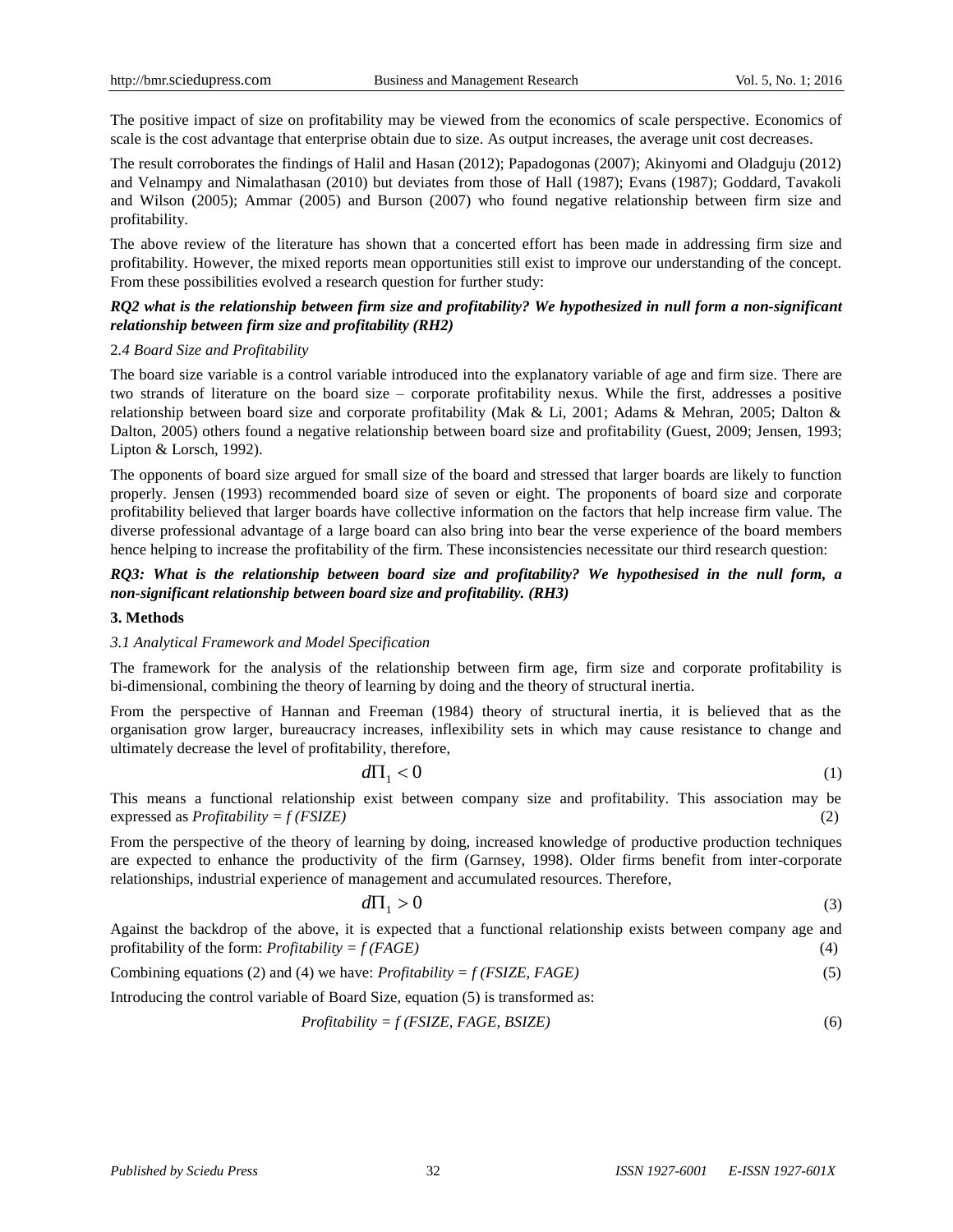The positive impact of size on profitability may be viewed from the economics of scale perspective. Economics of scale is the cost advantage that enterprise obtain due to size. As output increases, the average unit cost decreases.

The result corroborates the findings of Halil and Hasan (2012); Papadogonas (2007); Akinyomi and Oladguju (2012) and Velnampy and Nimalathasan (2010) but deviates from those of Hall (1987); Evans (1987); Goddard, Tavakoli and Wilson (2005); Ammar (2005) and Burson (2007) who found negative relationship between firm size and profitability.

The above review of the literature has shown that a concerted effort has been made in addressing firm size and profitability. However, the mixed reports mean opportunities still exist to improve our understanding of the concept. From these possibilities evolved a research question for further study:

***RQ2 what is the relationship between firm size and profitability? We hypothesized in null form a non-significant relationship between firm size and profitability (RH2)***

### 2.4 Board Size and Profitability

The board size variable is a control variable introduced into the explanatory variable of age and firm size. There are two strands of literature on the board size – corporate profitability nexus. While the first, addresses a positive relationship between board size and corporate profitability (Mak & Li, 2001; Adams & Mehran, 2005; Dalton & Dalton, 2005) others found a negative relationship between board size and profitability (Guest, 2009; Jensen, 1993; Lipton & Lorsch, 1992).

The opponents of board size argued for small size of the board and stressed that larger boards are likely to function properly. Jensen (1993) recommended board size of seven or eight. The proponents of board size and corporate profitability believed that larger boards have collective information on the factors that help increase firm value. The diverse professional advantage of a large board can also bring into bear the verse experience of the board members hence helping to increase the profitability of the firm. These inconsistencies necessitate our third research question:

***RQ3: What is the relationship between board size and profitability? We hypothesised in the null form, a non-significant relationship between board size and profitability. (RH3)***

## 3. Methods

### 3.1 Analytical Framework and Model Specification

The framework for the analysis of the relationship between firm age, firm size and corporate profitability is bi-dimensional, combining the theory of learning by doing and the theory of structural inertia.

From the perspective of Hannan and Freeman (1984) theory of structural inertia, it is believed that as the organisation grow larger, bureaucracy increases, inflexibility sets in which may cause resistance to change and ultimately decrease the level of profitability, therefore,

$$d\Pi_1 < 0 \tag{1}$$

This means a functional relationship exist between company size and profitability. This association may be expressed as *Profitability = f (FSIZE)* (2)

From the perspective of the theory of learning by doing, increased knowledge of productive production techniques are expected to enhance the productivity of the firm (Garnsey, 1998). Older firms benefit from inter-corporate relationships, industrial experience of management and accumulated resources. Therefore,

$$d\Pi_1 > 0 \tag{3}$$

Against the backdrop of the above, it is expected that a functional relationship exists between company age and profitability of the form: *Profitability = f (FAGE)* (4)

Combining equations (2) and (4) we have: *Profitability = f (FSIZE, FAGE)* (5)

Introducing the control variable of Board Size, equation (5) is transformed as:

$$\textit{Profitability} = f\,(\textit{FSIZE, FAGE, BSIZE}) \tag{6}$$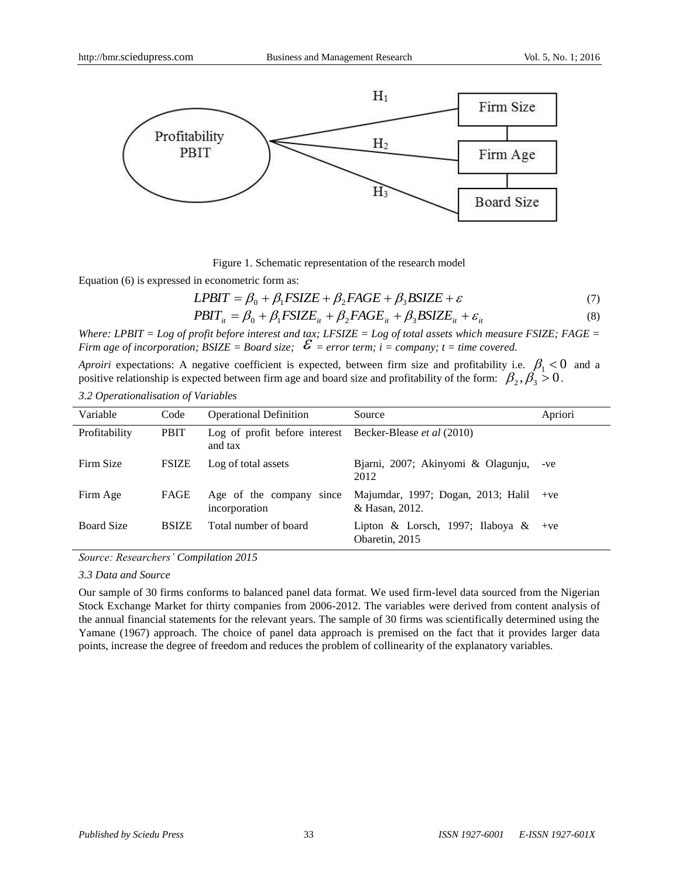Figure 1. Schematic representation of the research model

Equation (6) is expressed in econometric form as:

$$LPBIT = \beta_0 + \beta_1 FSIZE + \beta_2 FAGE + \beta_3 BSIZE + \varepsilon \quad (7)$$

$$PBIT_{it} = \beta_0 + \beta_1 FSIZE_{it} + \beta_2 FAGE_{it} + \beta_3 BSIZE_{it} + \varepsilon_{it} \quad (8)$$

*Where: LPBIT = Log of profit before interest and tax; LFSIZE = Log of total assets which measure FSIZE; FAGE = Firm age of incorporation; BSIZE = Board size;* $\varepsilon$ *= error term; i = company; t = time covered.*

*Aproiri* expectations: A negative coefficient is expected, between firm size and profitability i.e. $\beta_1 < 0$ and a positive relationship is expected between firm age and board size and profitability of the form: $\beta_2, \beta_3 > 0$.

*3.2 Operationalisation of Variables*

| Variable | Code | Operational Definition | Source | Apriori |
|---|---|---|---|---|
| Profitability | PBIT | Log of profit before interest and tax | Becker-Blease *et al* (2010) | |
| Firm Size | FSIZE | Log of total assets | Bjarni, 2007; Akinyomi & Olagunju, 2012 | -ve |
| Firm Age | FAGE | Age of the company since incorporation | Majumdar, 1997; Dogan, 2013; Halil & Hasan, 2012. | +ve |
| Board Size | BSIZE | Total number of board | Lipton & Lorsch, 1997; Ilaboya & Obaretin, 2015 | +ve |

*Source: Researchers' Compilation 2015*

*3.3 Data and Source*

Our sample of 30 firms conforms to balanced panel data format. We used firm-level data sourced from the Nigerian Stock Exchange Market for thirty companies from 2006-2012. The variables were derived from content analysis of the annual financial statements for the relevant years. The sample of 30 firms was scientifically determined using the Yamane (1967) approach. The choice of panel data approach is premised on the fact that it provides larger data points, increase the degree of freedom and reduces the problem of collinearity of the explanatory variables.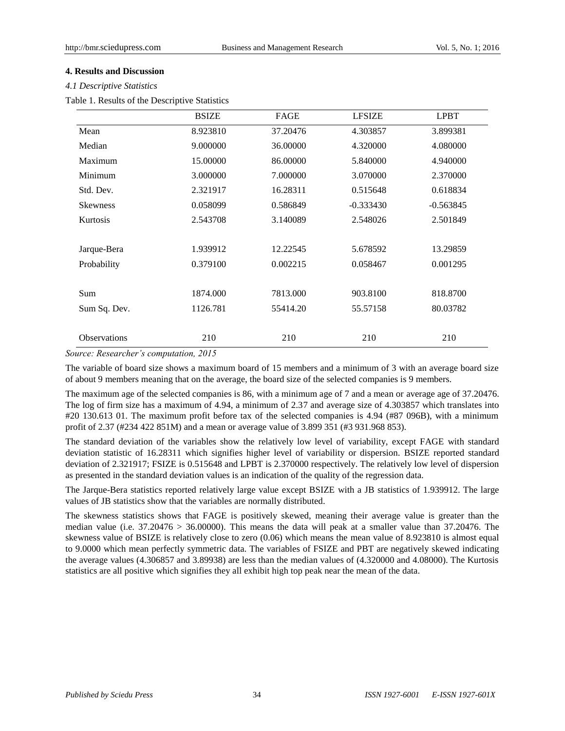## 4. Results and Discussion

### 4.1 Descriptive Statistics

Table 1. Results of the Descriptive Statistics

| | BSIZE | FAGE | LFSIZE | LPBT |
|---|---|---|---|---|
| Mean | 8.923810 | 37.20476 | 4.303857 | 3.899381 |
| Median | 9.000000 | 36.00000 | 4.320000 | 4.080000 |
| Maximum | 15.00000 | 86.00000 | 5.840000 | 4.940000 |
| Minimum | 3.000000 | 7.000000 | 3.070000 | 2.370000 |
| Std. Dev. | 2.321917 | 16.28311 | 0.515648 | 0.618834 |
| Skewness | 0.058099 | 0.586849 | -0.333430 | -0.563845 |
| Kurtosis | 2.543708 | 3.140089 | 2.548026 | 2.501849 |
| | | | | |
| Jarque-Bera | 1.939912 | 12.22545 | 5.678592 | 13.29859 |
| Probability | 0.379100 | 0.002215 | 0.058467 | 0.001295 |
| | | | | |
| Sum | 1874.000 | 7813.000 | 903.8100 | 818.8700 |
| Sum Sq. Dev. | 1126.781 | 55414.20 | 55.57158 | 80.03782 |
| | | | | |
| Observations | 210 | 210 | 210 | 210 |

*Source: Researcher's computation, 2015*

The variable of board size shows a maximum board of 15 members and a minimum of 3 with an average board size of about 9 members meaning that on the average, the board size of the selected companies is 9 members.

The maximum age of the selected companies is 86, with a minimum age of 7 and a mean or average age of 37.20476. The log of firm size has a maximum of 4.94, a minimum of 2.37 and average size of 4.303857 which translates into #20 130.613 01. The maximum profit before tax of the selected companies is 4.94 (#87 096B), with a minimum profit of 2.37 (#234 422 851M) and a mean or average value of 3.899 351 (#3 931.968 853).

The standard deviation of the variables show the relatively low level of variability, except FAGE with standard deviation statistic of 16.28311 which signifies higher level of variability or dispersion. BSIZE reported standard deviation of 2.321917; FSIZE is 0.515648 and LPBT is 2.370000 respectively. The relatively low level of dispersion as presented in the standard deviation values is an indication of the quality of the regression data.

The Jarque-Bera statistics reported relatively large value except BSIZE with a JB statistics of 1.939912. The large values of JB statistics show that the variables are normally distributed.

The skewness statistics shows that FAGE is positively skewed, meaning their average value is greater than the median value (i.e. 37.20476 > 36.00000). This means the data will peak at a smaller value than 37.20476. The skewness value of BSIZE is relatively close to zero (0.06) which means the mean value of 8.923810 is almost equal to 9.0000 which mean perfectly symmetric data. The variables of FSIZE and PBT are negatively skewed indicating the average values (4.306857 and 3.89938) are less than the median values of (4.320000 and 4.08000). The Kurtosis statistics are all positive which signifies they all exhibit high top peak near the mean of the data.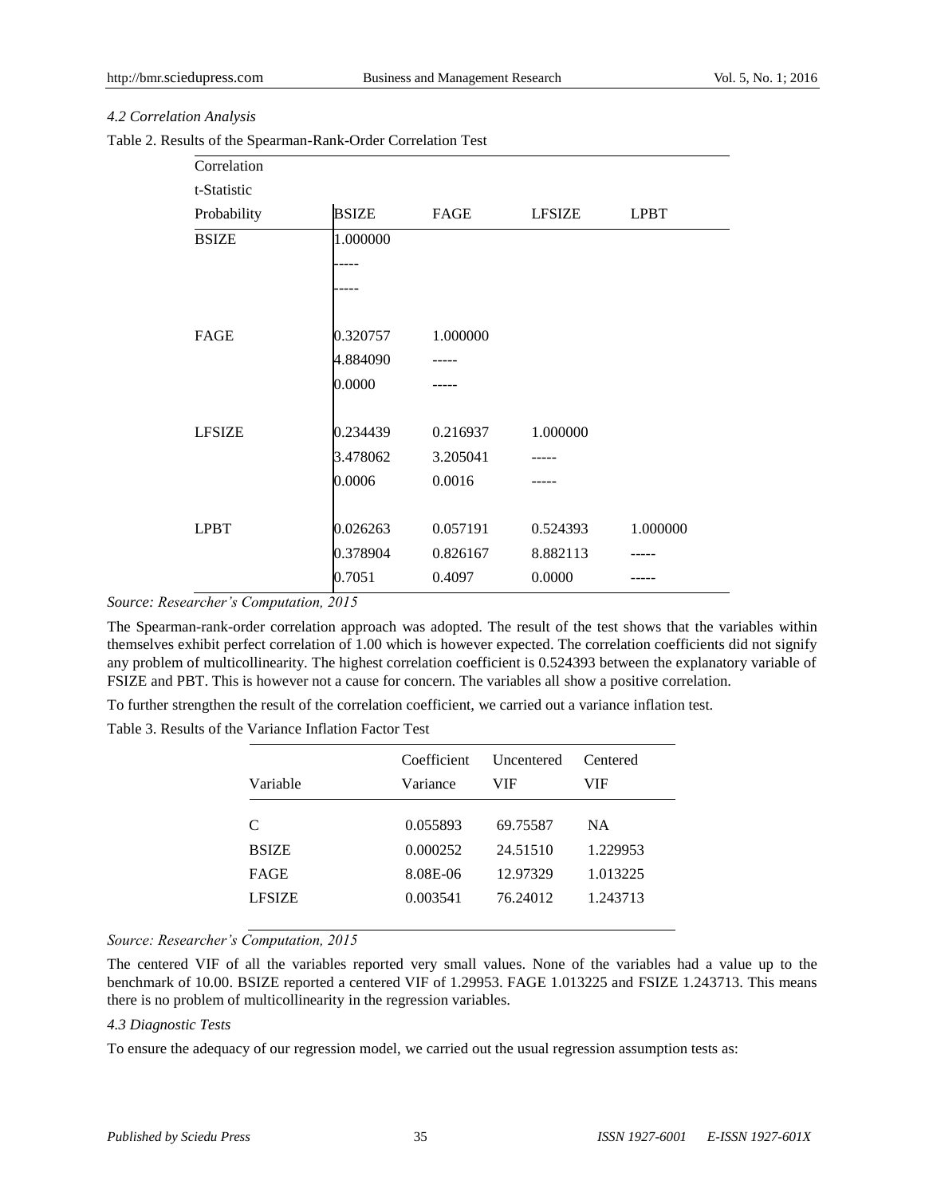*4.2 Correlation Analysis*

Table 2. Results of the Spearman-Rank-Order Correlation Test

| Correlation<br>t-Statistic<br>Probability | BSIZE | FAGE | LFSIZE | LPBT |
|---|---|---|---|---|
| BSIZE | 1.000000 | | | |
| | ----- | | | |
| | ----- | | | |
| FAGE | 0.320757 | 1.000000 | | |
| | 4.884090 | ----- | | |
| | 0.0000 | ----- | | |
| LFSIZE | 0.234439 | 0.216937 | 1.000000 | |
| | 3.478062 | 3.205041 | ----- | |
| | 0.0006 | 0.0016 | ----- | |
| LPBT | 0.026263 | 0.057191 | 0.524393 | 1.000000 |
| | 0.378904 | 0.826167 | 8.882113 | ----- |
| | 0.7051 | 0.4097 | 0.0000 | ----- |

*Source: Researcher's Computation, 2015*

The Spearman-rank-order correlation approach was adopted. The result of the test shows that the variables within themselves exhibit perfect correlation of 1.00 which is however expected. The correlation coefficients did not signify any problem of multicollinearity. The highest correlation coefficient is 0.524393 between the explanatory variable of FSIZE and PBT. This is however not a cause for concern. The variables all show a positive correlation.

To further strengthen the result of the correlation coefficient, we carried out a variance inflation test.

Table 3. Results of the Variance Inflation Factor Test

| Variable | Coefficient Variance | Uncentered VIF | Centered VIF |
|---|---|---|---|
| C | 0.055893 | 69.75587 | NA |
| BSIZE | 0.000252 | 24.51510 | 1.229953 |
| FAGE | 8.08E-06 | 12.97329 | 1.013225 |
| LFSIZE | 0.003541 | 76.24012 | 1.243713 |

*Source: Researcher's Computation, 2015*

The centered VIF of all the variables reported very small values. None of the variables had a value up to the benchmark of 10.00. BSIZE reported a centered VIF of 1.29953. FAGE 1.013225 and FSIZE 1.243713. This means there is no problem of multicollinearity in the regression variables.

*4.3 Diagnostic Tests*

To ensure the adequacy of our regression model, we carried out the usual regression assumption tests as: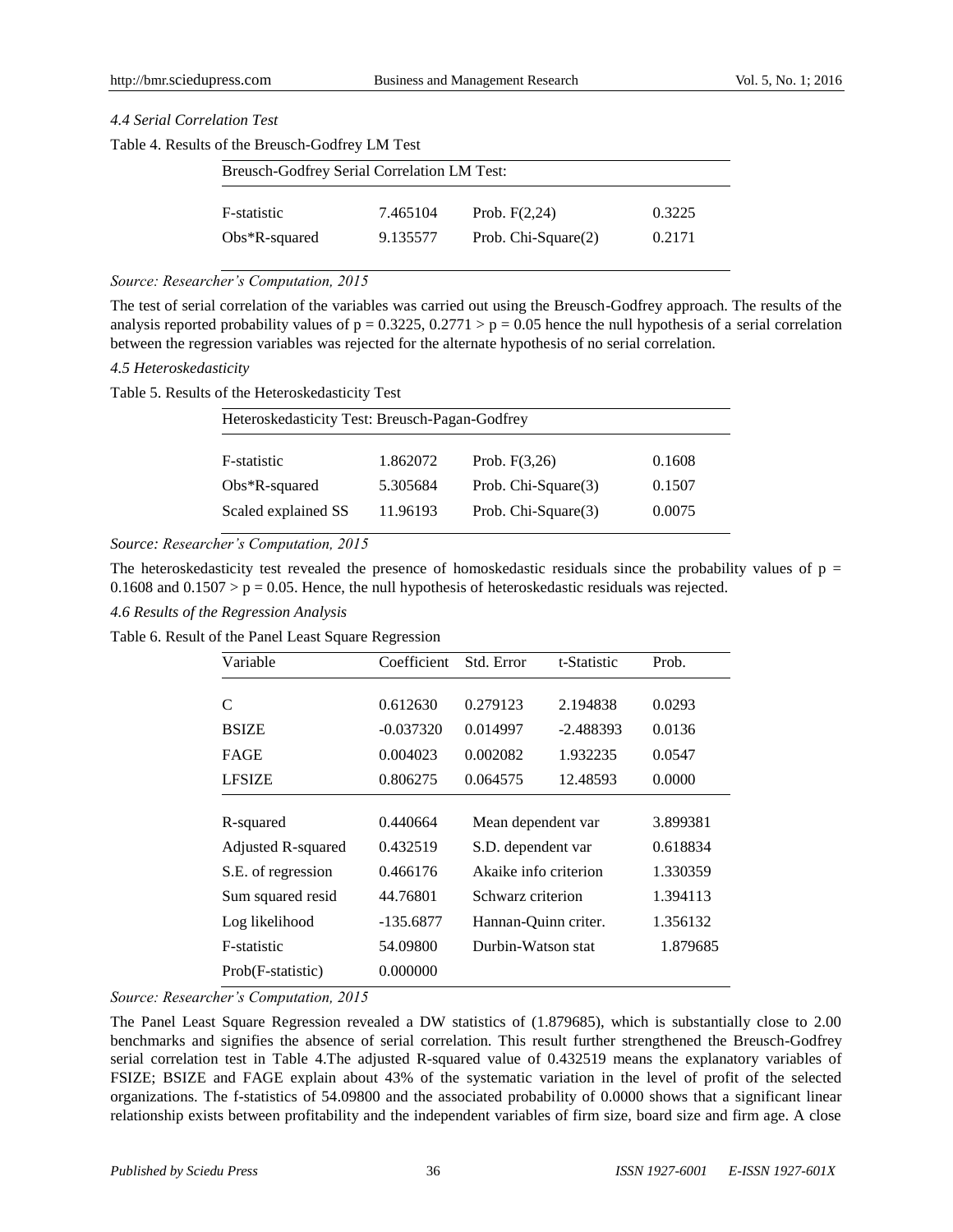*4.4 Serial Correlation Test*

Table 4. Results of the Breusch-Godfrey LM Test

| Breusch-Godfrey Serial Correlation LM Test: | | | |
|---|---|---|---|
| F-statistic | 7.465104 | Prob. F(2,24) | 0.3225 |
| Obs*R-squared | 9.135577 | Prob. Chi-Square(2) | 0.2171 |

*Source: Researcher's Computation, 2015*

The test of serial correlation of the variables was carried out using the Breusch-Godfrey approach. The results of the analysis reported probability values of $p = 0.3225$, $0.2771 > p = 0.05$ hence the null hypothesis of a serial correlation between the regression variables was rejected for the alternate hypothesis of no serial correlation.

*4.5 Heteroskedasticity*

Table 5. Results of the Heteroskedasticity Test

| Heteroskedasticity Test: Breusch-Pagan-Godfrey | | | |
|---|---|---|---|
| F-statistic | 1.862072 | Prob. F(3,26) | 0.1608 |
| Obs*R-squared | 5.305684 | Prob. Chi-Square(3) | 0.1507 |
| Scaled explained SS | 11.96193 | Prob. Chi-Square(3) | 0.0075 |

*Source: Researcher's Computation, 2015*

The heteroskedasticity test revealed the presence of homoskedastic residuals since the probability values of $p = 0.1608$ and $0.1507 > p = 0.05$. Hence, the null hypothesis of heteroskedastic residuals was rejected.

*4.6 Results of the Regression Analysis*

Table 6. Result of the Panel Least Square Regression

| Variable | Coefficient | Std. Error | t-Statistic | Prob. |
|---|---|---|---|---|
| C | 0.612630 | 0.279123 | 2.194838 | 0.0293 |
| BSIZE | -0.037320 | 0.014997 | -2.488393 | 0.0136 |
| FAGE | 0.004023 | 0.002082 | 1.932235 | 0.0547 |
| LFSIZE | 0.806275 | 0.064575 | 12.48593 | 0.0000 |
| R-squared | 0.440664 | Mean dependent var | | 3.899381 |
| Adjusted R-squared | 0.432519 | S.D. dependent var | | 0.618834 |
| S.E. of regression | 0.466176 | Akaike info criterion | | 1.330359 |
| Sum squared resid | 44.76801 | Schwarz criterion | | 1.394113 |
| Log likelihood | -135.6877 | Hannan-Quinn criter. | | 1.356132 |
| F-statistic | 54.09800 | Durbin-Watson stat | | 1.879685 |
| Prob(F-statistic) | 0.000000 | | | |

*Source: Researcher's Computation, 2015*

The Panel Least Square Regression revealed a DW statistics of (1.879685), which is substantially close to 2.00 benchmarks and signifies the absence of serial correlation. This result further strengthened the Breusch-Godfrey serial correlation test in Table 4.The adjusted R-squared value of 0.432519 means the explanatory variables of FSIZE; BSIZE and FAGE explain about 43% of the systematic variation in the level of profit of the selected organizations. The f-statistics of 54.09800 and the associated probability of 0.0000 shows that a significant linear relationship exists between profitability and the independent variables of firm size, board size and firm age. A close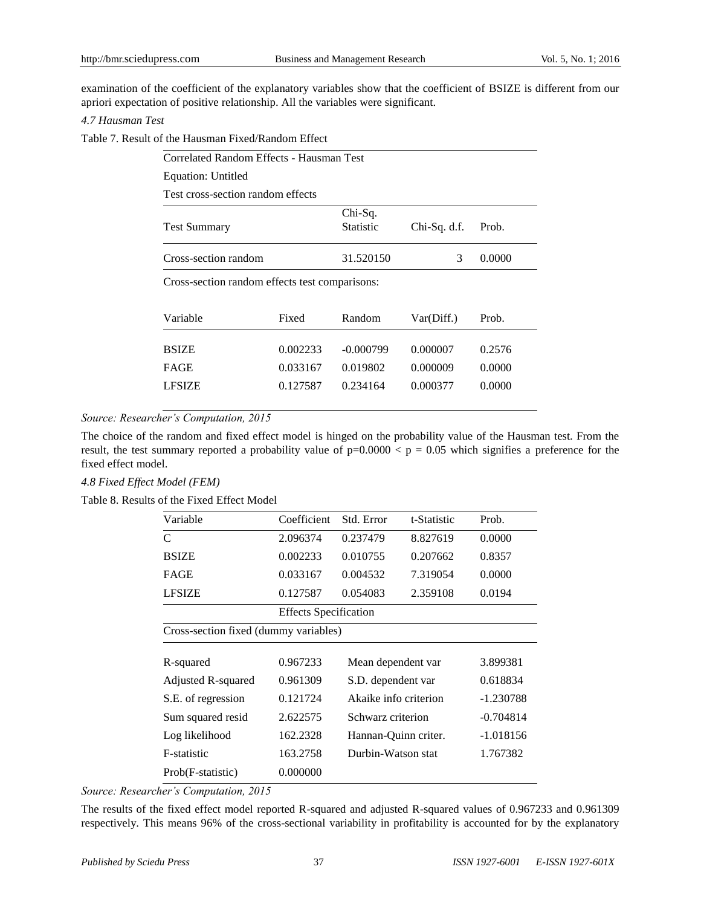examination of the coefficient of the explanatory variables show that the coefficient of BSIZE is different from our apriori expectation of positive relationship. All the variables were significant.

*4.7 Hausman Test*

Table 7. Result of the Hausman Fixed/Random Effect

Correlated Random Effects - Hausman Test
Equation: Untitled
Test cross-section random effects

| Test Summary | Chi-Sq. Statistic | Chi-Sq. d.f. | Prob. |
|---|---|---|---|
| Cross-section random | 31.520150 | 3 | 0.0000 |

Cross-section random effects test comparisons:

| Variable | Fixed | Random | Var(Diff.) | Prob. |
|---|---|---|---|---|
| BSIZE | 0.002233 | -0.000799 | 0.000007 | 0.2576 |
| FAGE | 0.033167 | 0.019802 | 0.000009 | 0.0000 |
| LFSIZE | 0.127587 | 0.234164 | 0.000377 | 0.0000 |

*Source: Researcher's Computation, 2015*

The choice of the random and fixed effect model is hinged on the probability value of the Hausman test. From the result, the test summary reported a probability value of p=0.0000 < p = 0.05 which signifies a preference for the fixed effect model.

*4.8 Fixed Effect Model (FEM)*

Table 8. Results of the Fixed Effect Model

| Variable | Coefficient | Std. Error | t-Statistic | Prob. |
|---|---|---|---|---|
| C | 2.096374 | 0.237479 | 8.827619 | 0.0000 |
| BSIZE | 0.002233 | 0.010755 | 0.207662 | 0.8357 |
| FAGE | 0.033167 | 0.004532 | 7.319054 | 0.0000 |
| LFSIZE | 0.127587 | 0.054083 | 2.359108 | 0.0194 |

Effects Specification

Cross-section fixed (dummy variables)

| | | | |
|---|---|---|---|
| R-squared | 0.967233 | Mean dependent var | 3.899381 |
| Adjusted R-squared | 0.961309 | S.D. dependent var | 0.618834 |
| S.E. of regression | 0.121724 | Akaike info criterion | -1.230788 |
| Sum squared resid | 2.622575 | Schwarz criterion | -0.704814 |
| Log likelihood | 162.2328 | Hannan-Quinn criter. | -1.018156 |
| F-statistic | 163.2758 | Durbin-Watson stat | 1.767382 |
| Prob(F-statistic) | 0.000000 | | |

*Source: Researcher's Computation, 2015*

The results of the fixed effect model reported R-squared and adjusted R-squared values of 0.967233 and 0.961309 respectively. This means 96% of the cross-sectional variability in profitability is accounted for by the explanatory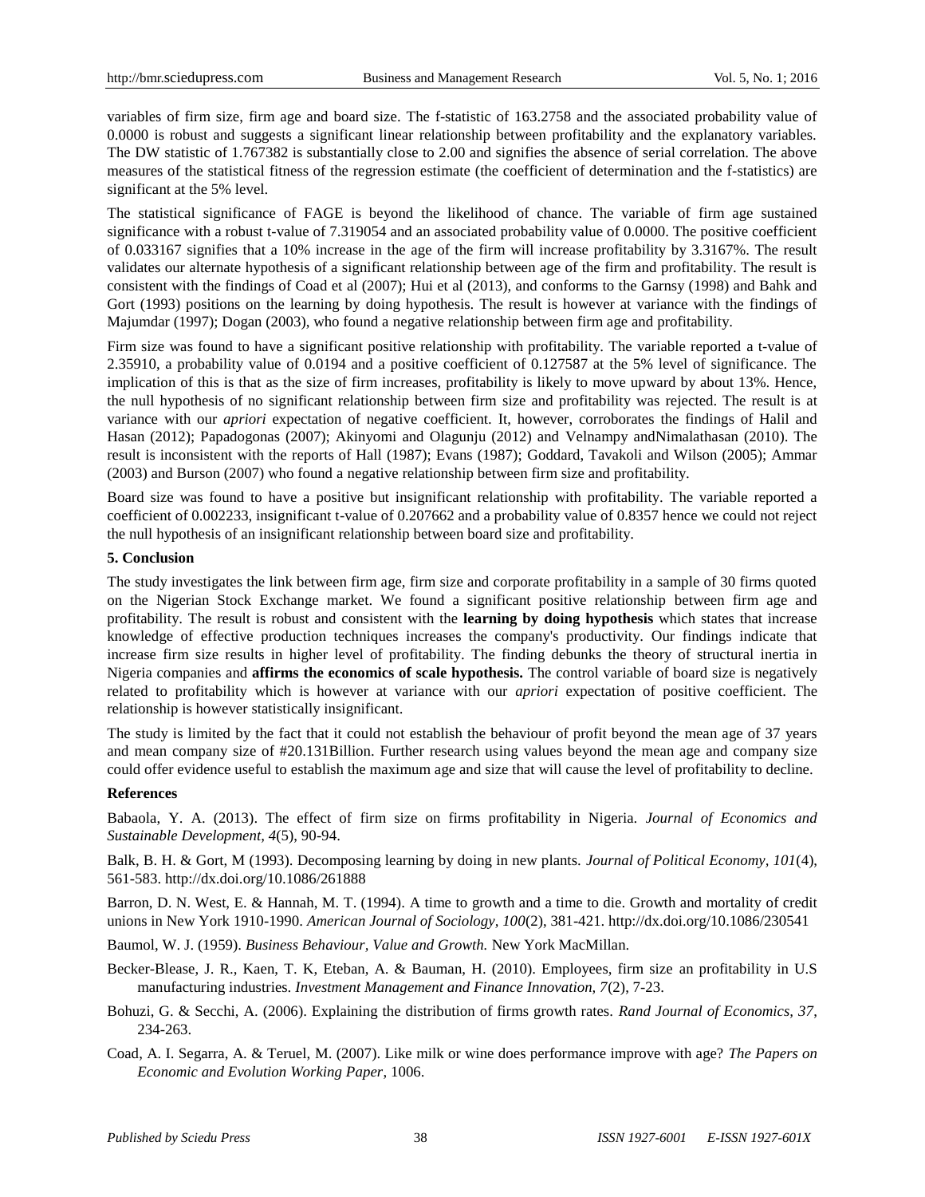variables of firm size, firm age and board size. The f-statistic of 163.2758 and the associated probability value of 0.0000 is robust and suggests a significant linear relationship between profitability and the explanatory variables. The DW statistic of 1.767382 is substantially close to 2.00 and signifies the absence of serial correlation. The above measures of the statistical fitness of the regression estimate (the coefficient of determination and the f-statistics) are significant at the 5% level.

The statistical significance of FAGE is beyond the likelihood of chance. The variable of firm age sustained significance with a robust t-value of 7.319054 and an associated probability value of 0.0000. The positive coefficient of 0.033167 signifies that a 10% increase in the age of the firm will increase profitability by 3.3167%. The result validates our alternate hypothesis of a significant relationship between age of the firm and profitability. The result is consistent with the findings of Coad et al (2007); Hui et al (2013), and conforms to the Garnsy (1998) and Bahk and Gort (1993) positions on the learning by doing hypothesis. The result is however at variance with the findings of Majumdar (1997); Dogan (2003), who found a negative relationship between firm age and profitability.

Firm size was found to have a significant positive relationship with profitability. The variable reported a t-value of 2.35910, a probability value of 0.0194 and a positive coefficient of 0.127587 at the 5% level of significance. The implication of this is that as the size of firm increases, profitability is likely to move upward by about 13%. Hence, the null hypothesis of no significant relationship between firm size and profitability was rejected. The result is at variance with our *apriori* expectation of negative coefficient. It, however, corroborates the findings of Halil and Hasan (2012); Papadogonas (2007); Akinyomi and Olagunju (2012) and Velnampy andNimalathasan (2010). The result is inconsistent with the reports of Hall (1987); Evans (1987); Goddard, Tavakoli and Wilson (2005); Ammar (2003) and Burson (2007) who found a negative relationship between firm size and profitability.

Board size was found to have a positive but insignificant relationship with profitability. The variable reported a coefficient of 0.002233, insignificant t-value of 0.207662 and a probability value of 0.8357 hence we could not reject the null hypothesis of an insignificant relationship between board size and profitability.

## 5. Conclusion

The study investigates the link between firm age, firm size and corporate profitability in a sample of 30 firms quoted on the Nigerian Stock Exchange market. We found a significant positive relationship between firm age and profitability. The result is robust and consistent with the **learning by doing hypothesis** which states that increase knowledge of effective production techniques increases the company's productivity. Our findings indicate that increase firm size results in higher level of profitability. The finding debunks the theory of structural inertia in Nigeria companies and **affirms the economics of scale hypothesis.** The control variable of board size is negatively related to profitability which is however at variance with our *apriori* expectation of positive coefficient. The relationship is however statistically insignificant.

The study is limited by the fact that it could not establish the behaviour of profit beyond the mean age of 37 years and mean company size of #20.131Billion. Further research using values beyond the mean age and company size could offer evidence useful to establish the maximum age and size that will cause the level of profitability to decline.

## References

Babaola, Y. A. (2013). The effect of firm size on firms profitability in Nigeria. *Journal of Economics and Sustainable Development, 4*(5), 90-94.

Balk, B. H. & Gort, M (1993). Decomposing learning by doing in new plants. *Journal of Political Economy, 101*(4), 561-583. http://dx.doi.org/10.1086/261888

Barron, D. N. West, E. & Hannah, M. T. (1994). A time to growth and a time to die. Growth and mortality of credit unions in New York 1910-1990. *American Journal of Sociology, 100*(2), 381-421. http://dx.doi.org/10.1086/230541

Baumol, W. J. (1959). *Business Behaviour, Value and Growth.* New York MacMillan.

Becker-Blease, J. R., Kaen, T. K, Eteban, A. & Bauman, H. (2010). Employees, firm size an profitability in U.S manufacturing industries. *Investment Management and Finance Innovation, 7*(2), 7-23.

Bohuzi, G. & Secchi, A. (2006). Explaining the distribution of firms growth rates. *Rand Journal of Economics, 37*, 234-263.

Coad, A. I. Segarra, A. & Teruel, M. (2007). Like milk or wine does performance improve with age? *The Papers on Economic and Evolution Working Paper*, 1006.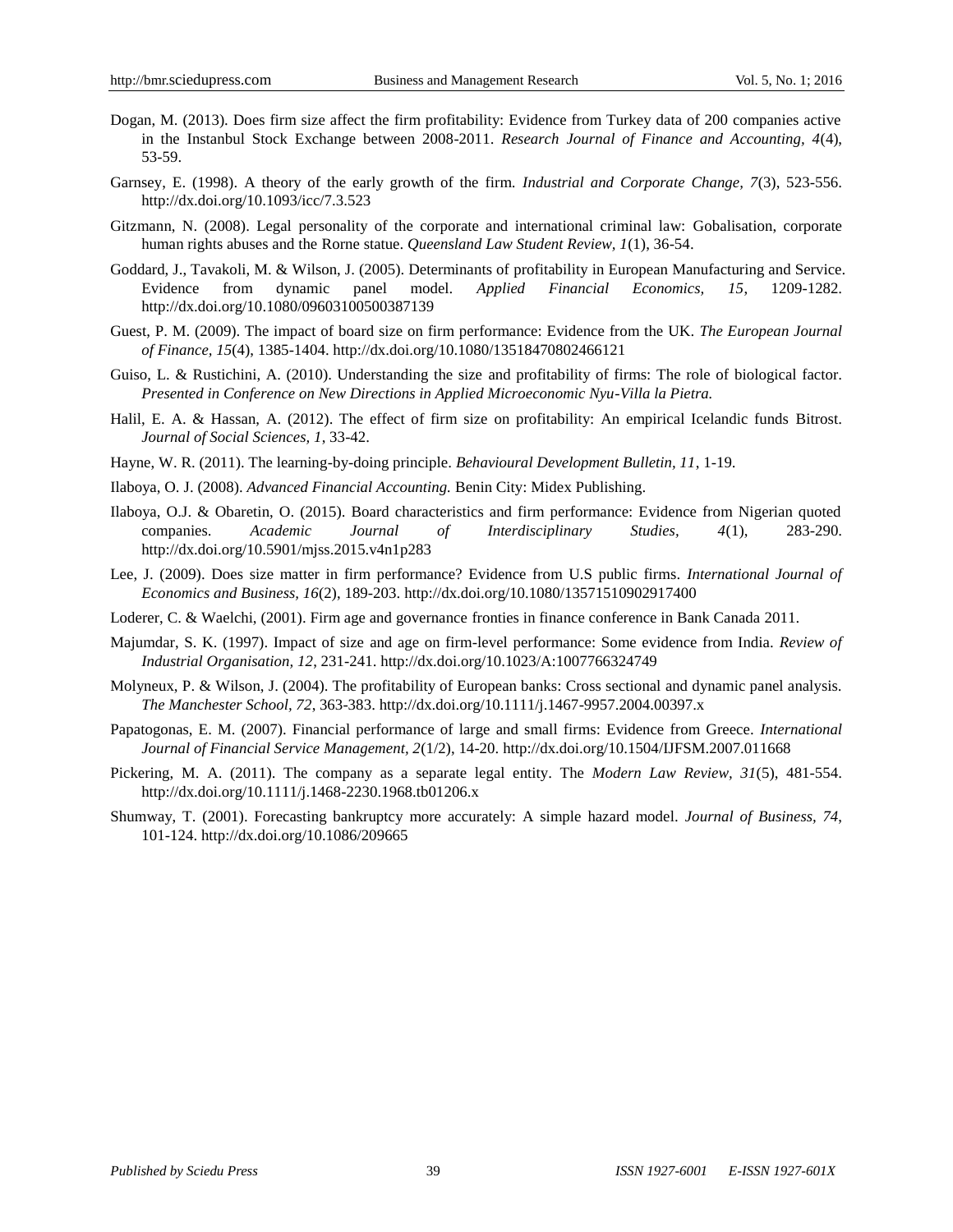Dogan, M. (2013). Does firm size affect the firm profitability: Evidence from Turkey data of 200 companies active in the Instanbul Stock Exchange between 2008-2011. *Research Journal of Finance and Accounting, 4*(4), 53-59.

Garnsey, E. (1998). A theory of the early growth of the firm. *Industrial and Corporate Change, 7*(3), 523-556. http://dx.doi.org/10.1093/icc/7.3.523

Gitzmann, N. (2008). Legal personality of the corporate and international criminal law: Gobalisation, corporate human rights abuses and the Rorne statue. *Queensland Law Student Review, 1*(1), 36-54.

Goddard, J., Tavakoli, M. & Wilson, J. (2005). Determinants of profitability in European Manufacturing and Service. Evidence from dynamic panel model. *Applied Financial Economics, 15*, 1209-1282. http://dx.doi.org/10.1080/09603100500387139

Guest, P. M. (2009). The impact of board size on firm performance: Evidence from the UK. *The European Journal of Finance, 15*(4), 1385-1404. http://dx.doi.org/10.1080/13518470802466121

Guiso, L. & Rustichini, A. (2010). Understanding the size and profitability of firms: The role of biological factor. *Presented in Conference on New Directions in Applied Microeconomic Nyu-Villa la Pietra.*

Halil, E. A. & Hassan, A. (2012). The effect of firm size on profitability: An empirical Icelandic funds Bitrost. *Journal of Social Sciences, 1*, 33-42.

Hayne, W. R. (2011). The learning-by-doing principle. *Behavioural Development Bulletin, 11*, 1-19.

Ilaboya, O. J. (2008). *Advanced Financial Accounting.* Benin City: Midex Publishing.

Ilaboya, O.J. & Obaretin, O. (2015). Board characteristics and firm performance: Evidence from Nigerian quoted companies. *Academic Journal of Interdisciplinary Studies, 4*(1), 283-290. http://dx.doi.org/10.5901/mjss.2015.v4n1p283

Lee, J. (2009). Does size matter in firm performance? Evidence from U.S public firms. *International Journal of Economics and Business, 16*(2), 189-203. http://dx.doi.org/10.1080/13571510902917400

Loderer, C. & Waelchi, (2001). Firm age and governance fronties in finance conference in Bank Canada 2011.

Majumdar, S. K. (1997). Impact of size and age on firm-level performance: Some evidence from India. *Review of Industrial Organisation, 12*, 231-241. http://dx.doi.org/10.1023/A:1007766324749

Molyneux, P. & Wilson, J. (2004). The profitability of European banks: Cross sectional and dynamic panel analysis. *The Manchester School, 72*, 363-383. http://dx.doi.org/10.1111/j.1467-9957.2004.00397.x

Papatogonas, E. M. (2007). Financial performance of large and small firms: Evidence from Greece. *International Journal of Financial Service Management, 2*(1/2), 14-20. http://dx.doi.org/10.1504/IJFSM.2007.011668

Pickering, M. A. (2011). The company as a separate legal entity. The *Modern Law Review, 31*(5), 481-554. http://dx.doi.org/10.1111/j.1468-2230.1968.tb01206.x

Shumway, T. (2001). Forecasting bankruptcy more accurately: A simple hazard model. *Journal of Business, 74*, 101-124. http://dx.doi.org/10.1086/209665